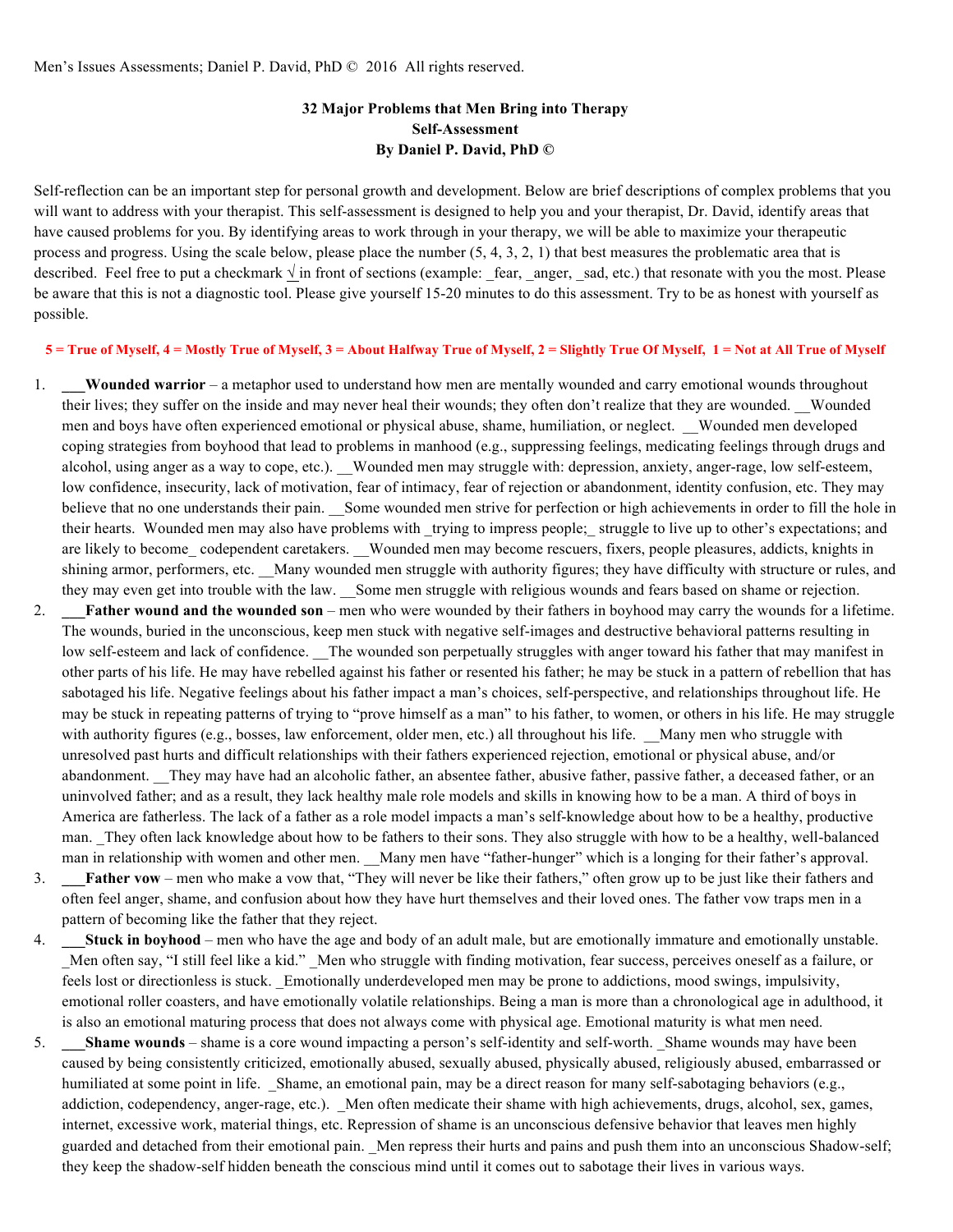Men's Issues Assessments; Daniel P. David, PhD © 2016 All rights reserved.

**32 Major Problems that Men Bring into Therapy**
**Self-Assessment**
**By Daniel P. David, PhD ©**

Self-reflection can be an important step for personal growth and development. Below are brief descriptions of complex problems that you will want to address with your therapist. This self-assessment is designed to help you and your therapist, Dr. David, identify areas that have caused problems for you. By identifying areas to work through in your therapy, we will be able to maximize your therapeutic process and progress. Using the scale below, please place the number (5, 4, 3, 2, 1) that best measures the problematic area that is described. Feel free to put a checkmark √ in front of sections (example: _fear, _anger, _sad, etc.) that resonate with you the most. Please be aware that this is not a diagnostic tool. Please give yourself 15-20 minutes to do this assessment. Try to be as honest with yourself as possible.

**5 = True of Myself, 4 = Mostly True of Myself, 3 = About Halfway True of Myself, 2 = Slightly True Of Myself, 1 = Not at All True of Myself**

1. ___**Wounded warrior** – a metaphor used to understand how men are mentally wounded and carry emotional wounds throughout their lives; they suffer on the inside and may never heal their wounds; they often don't realize that they are wounded. __Wounded men and boys have often experienced emotional or physical abuse, shame, humiliation, or neglect. __Wounded men developed coping strategies from boyhood that lead to problems in manhood (e.g., suppressing feelings, medicating feelings through drugs and alcohol, using anger as a way to cope, etc.). __Wounded men may struggle with: depression, anxiety, anger-rage, low self-esteem, low confidence, insecurity, lack of motivation, fear of intimacy, fear of rejection or abandonment, identity confusion, etc. They may believe that no one understands their pain. __Some wounded men strive for perfection or high achievements in order to fill the hole in their hearts. Wounded men may also have problems with _trying to impress people;_ struggle to live up to other's expectations; and are likely to become_ codependent caretakers. __Wounded men may become rescuers, fixers, people pleasures, addicts, knights in shining armor, performers, etc. __Many wounded men struggle with authority figures; they have difficulty with structure or rules, and they may even get into trouble with the law. __Some men struggle with religious wounds and fears based on shame or rejection.
2. ___**Father wound and the wounded son** – men who were wounded by their fathers in boyhood may carry the wounds for a lifetime. The wounds, buried in the unconscious, keep men stuck with negative self-images and destructive behavioral patterns resulting in low self-esteem and lack of confidence. __The wounded son perpetually struggles with anger toward his father that may manifest in other parts of his life. He may have rebelled against his father or resented his father; he may be stuck in a pattern of rebellion that has sabotaged his life. Negative feelings about his father impact a man's choices, self-perspective, and relationships throughout life. He may be stuck in repeating patterns of trying to "prove himself as a man" to his father, to women, or others in his life. He may struggle with authority figures (e.g., bosses, law enforcement, older men, etc.) all throughout his life. __Many men who struggle with unresolved past hurts and difficult relationships with their fathers experienced rejection, emotional or physical abuse, and/or abandonment. __They may have had an alcoholic father, an absentee father, abusive father, passive father, a deceased father, or an uninvolved father; and as a result, they lack healthy male role models and skills in knowing how to be a man. A third of boys in America are fatherless. The lack of a father as a role model impacts a man's self-knowledge about how to be a healthy, productive man. _They often lack knowledge about how to be fathers to their sons. They also struggle with how to be a healthy, well-balanced man in relationship with women and other men. __Many men have "father-hunger" which is a longing for their father's approval.
3. ___**Father vow** – men who make a vow that, "They will never be like their fathers," often grow up to be just like their fathers and often feel anger, shame, and confusion about how they have hurt themselves and their loved ones. The father vow traps men in a pattern of becoming like the father that they reject.
4. ___**Stuck in boyhood** – men who have the age and body of an adult male, but are emotionally immature and emotionally unstable. _Men often say, "I still feel like a kid." _Men who struggle with finding motivation, fear success, perceives oneself as a failure, or feels lost or directionless is stuck. _Emotionally underdeveloped men may be prone to addictions, mood swings, impulsivity, emotional roller coasters, and have emotionally volatile relationships. Being a man is more than a chronological age in adulthood, it is also an emotional maturing process that does not always come with physical age. Emotional maturity is what men need.
5. ___**Shame wounds** – shame is a core wound impacting a person's self-identity and self-worth. _Shame wounds may have been caused by being consistently criticized, emotionally abused, sexually abused, physically abused, religiously abused, embarrassed or humiliated at some point in life. _Shame, an emotional pain, may be a direct reason for many self-sabotaging behaviors (e.g., addiction, codependency, anger-rage, etc.). _Men often medicate their shame with high achievements, drugs, alcohol, sex, games, internet, excessive work, material things, etc. Repression of shame is an unconscious defensive behavior that leaves men highly guarded and detached from their emotional pain. _Men repress their hurts and pains and push them into an unconscious Shadow-self; they keep the shadow-self hidden beneath the conscious mind until it comes out to sabotage their lives in various ways.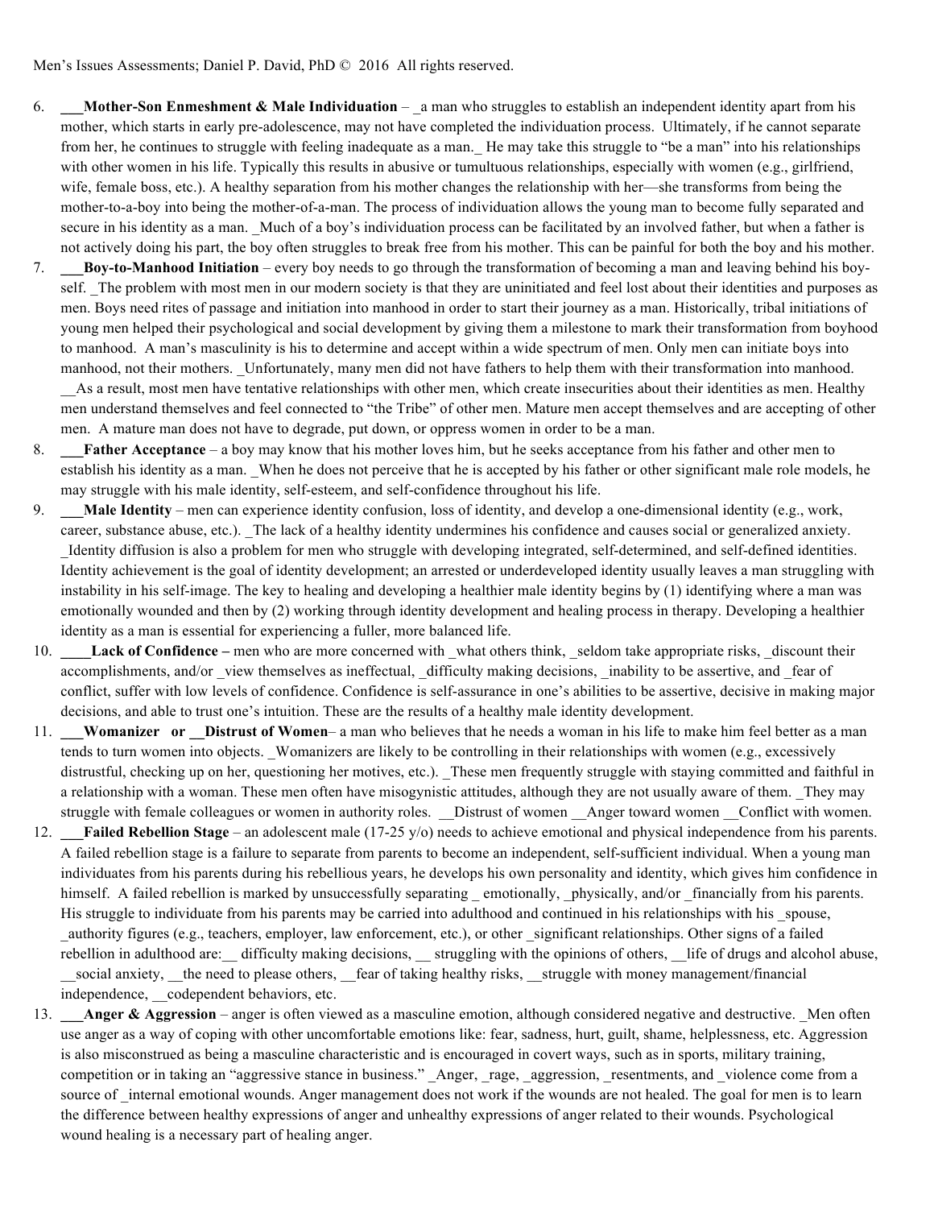6. **___Mother-Son Enmeshment & Male Individuation** – _a man who struggles to establish an independent identity apart from his mother, which starts in early pre-adolescence, may not have completed the individuation process. Ultimately, if he cannot separate from her, he continues to struggle with feeling inadequate as a man._ He may take this struggle to "be a man" into his relationships with other women in his life. Typically this results in abusive or tumultuous relationships, especially with women (e.g., girlfriend, wife, female boss, etc.). A healthy separation from his mother changes the relationship with her—she transforms from being the mother-to-a-boy into being the mother-of-a-man. The process of individuation allows the young man to become fully separated and secure in his identity as a man. _Much of a boy's individuation process can be facilitated by an involved father, but when a father is not actively doing his part, the boy often struggles to break free from his mother. This can be painful for both the boy and his mother.
7. **___Boy-to-Manhood Initiation** – every boy needs to go through the transformation of becoming a man and leaving behind his boy-self. _The problem with most men in our modern society is that they are uninitiated and feel lost about their identities and purposes as men. Boys need rites of passage and initiation into manhood in order to start their journey as a man. Historically, tribal initiations of young men helped their psychological and social development by giving them a milestone to mark their transformation from boyhood to manhood. A man's masculinity is his to determine and accept within a wide spectrum of men. Only men can initiate boys into manhood, not their mothers. _Unfortunately, many men did not have fathers to help them with their transformation into manhood. __As a result, most men have tentative relationships with other men, which create insecurities about their identities as men. Healthy men understand themselves and feel connected to "the Tribe" of other men. Mature men accept themselves and are accepting of other men. A mature man does not have to degrade, put down, or oppress women in order to be a man.
8. **___Father Acceptance** – a boy may know that his mother loves him, but he seeks acceptance from his father and other men to establish his identity as a man. _When he does not perceive that he is accepted by his father or other significant male role models, he may struggle with his male identity, self-esteem, and self-confidence throughout his life.
9. **___Male Identity** – men can experience identity confusion, loss of identity, and develop a one-dimensional identity (e.g., work, career, substance abuse, etc.). _The lack of a healthy identity undermines his confidence and causes social or generalized anxiety. _Identity diffusion is also a problem for men who struggle with developing integrated, self-determined, and self-defined identities. Identity achievement is the goal of identity development; an arrested or underdeveloped identity usually leaves a man struggling with instability in his self-image. The key to healing and developing a healthier male identity begins by (1) identifying where a man was emotionally wounded and then by (2) working through identity development and healing process in therapy. Developing a healthier identity as a man is essential for experiencing a fuller, more balanced life.
10. **____Lack of Confidence –** men who are more concerned with _what others think, _seldom take appropriate risks, _discount their accomplishments, and/or _view themselves as ineffectual, _difficulty making decisions, _inability to be assertive, and _fear of conflict, suffer with low levels of confidence. Confidence is self-assurance in one's abilities to be assertive, decisive in making major decisions, and able to trust one's intuition. These are the results of a healthy male identity development.
11. **___Womanizer or __Distrust of Women**– a man who believes that he needs a woman in his life to make him feel better as a man tends to turn women into objects. _Womanizers are likely to be controlling in their relationships with women (e.g., excessively distrustful, checking up on her, questioning her motives, etc.). _These men frequently struggle with staying committed and faithful in a relationship with a woman. These men often have misogynistic attitudes, although they are not usually aware of them. _They may struggle with female colleagues or women in authority roles. __Distrust of women __Anger toward women __Conflict with women.
12. **___Failed Rebellion Stage** – an adolescent male (17-25 y/o) needs to achieve emotional and physical independence from his parents. A failed rebellion stage is a failure to separate from parents to become an independent, self-sufficient individual. When a young man individuates from his parents during his rebellious years, he develops his own personality and identity, which gives him confidence in himself. A failed rebellion is marked by unsuccessfully separating _ emotionally, _physically, and/or _financially from his parents. His struggle to individuate from his parents may be carried into adulthood and continued in his relationships with his _spouse, _authority figures (e.g., teachers, employer, law enforcement, etc.), or other _significant relationships. Other signs of a failed rebellion in adulthood are:__ difficulty making decisions, __ struggling with the opinions of others, __life of drugs and alcohol abuse, __social anxiety, __the need to please others, __fear of taking healthy risks, __struggle with money management/financial independence, __codependent behaviors, etc.
13. **___Anger & Aggression** – anger is often viewed as a masculine emotion, although considered negative and destructive. _Men often use anger as a way of coping with other uncomfortable emotions like: fear, sadness, hurt, guilt, shame, helplessness, etc. Aggression is also misconstrued as being a masculine characteristic and is encouraged in covert ways, such as in sports, military training, competition or in taking an "aggressive stance in business." _Anger, _rage, _aggression, _resentments, and _violence come from a source of _internal emotional wounds. Anger management does not work if the wounds are not healed. The goal for men is to learn the difference between healthy expressions of anger and unhealthy expressions of anger related to their wounds. Psychological wound healing is a necessary part of healing anger.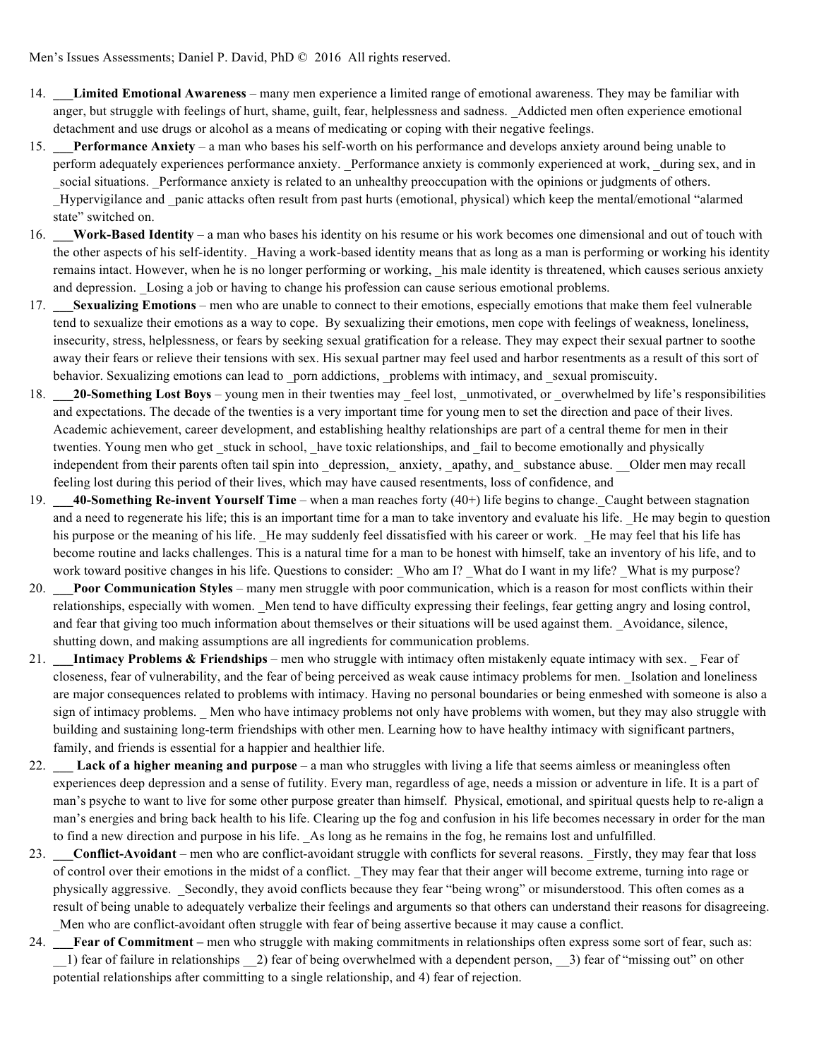Men's Issues Assessments; Daniel P. David, PhD © 2016 All rights reserved.

14. ___**Limited Emotional Awareness** – many men experience a limited range of emotional awareness. They may be familiar with anger, but struggle with feelings of hurt, shame, guilt, fear, helplessness and sadness. _Addicted men often experience emotional detachment and use drugs or alcohol as a means of medicating or coping with their negative feelings.
15. ___**Performance Anxiety** – a man who bases his self-worth on his performance and develops anxiety around being unable to perform adequately experiences performance anxiety. _Performance anxiety is commonly experienced at work, _during sex, and in _social situations. _Performance anxiety is related to an unhealthy preoccupation with the opinions or judgments of others. _Hypervigilance and _panic attacks often result from past hurts (emotional, physical) which keep the mental/emotional "alarmed state" switched on.
16. ___**Work-Based Identity** – a man who bases his identity on his resume or his work becomes one dimensional and out of touch with the other aspects of his self-identity. _Having a work-based identity means that as long as a man is performing or working his identity remains intact. However, when he is no longer performing or working, _his male identity is threatened, which causes serious anxiety and depression. _Losing a job or having to change his profession can cause serious emotional problems.
17. ___**Sexualizing Emotions** – men who are unable to connect to their emotions, especially emotions that make them feel vulnerable tend to sexualize their emotions as a way to cope. By sexualizing their emotions, men cope with feelings of weakness, loneliness, insecurity, stress, helplessness, or fears by seeking sexual gratification for a release. They may expect their sexual partner to soothe away their fears or relieve their tensions with sex. His sexual partner may feel used and harbor resentments as a result of this sort of behavior. Sexualizing emotions can lead to _porn addictions, _problems with intimacy, and _sexual promiscuity.
18. ___**20-Something Lost Boys** – young men in their twenties may _feel lost, _unmotivated, or _overwhelmed by life's responsibilities and expectations. The decade of the twenties is a very important time for young men to set the direction and pace of their lives. Academic achievement, career development, and establishing healthy relationships are part of a central theme for men in their twenties. Young men who get _stuck in school, _have toxic relationships, and _fail to become emotionally and physically independent from their parents often tail spin into _depression,_ anxiety, _apathy, and_ substance abuse. __Older men may recall feeling lost during this period of their lives, which may have caused resentments, loss of confidence, and
19. ___**40-Something Re-invent Yourself Time** – when a man reaches forty (40+) life begins to change._Caught between stagnation and a need to regenerate his life; this is an important time for a man to take inventory and evaluate his life. _He may begin to question his purpose or the meaning of his life. _He may suddenly feel dissatisfied with his career or work. _He may feel that his life has become routine and lacks challenges. This is a natural time for a man to be honest with himself, take an inventory of his life, and to work toward positive changes in his life. Questions to consider: _Who am I? _What do I want in my life? _What is my purpose?
20. ___**Poor Communication Styles** – many men struggle with poor communication, which is a reason for most conflicts within their relationships, especially with women. _Men tend to have difficulty expressing their feelings, fear getting angry and losing control, and fear that giving too much information about themselves or their situations will be used against them. _Avoidance, silence, shutting down, and making assumptions are all ingredients for communication problems.
21. ___**Intimacy Problems & Friendships** – men who struggle with intimacy often mistakenly equate intimacy with sex. _ Fear of closeness, fear of vulnerability, and the fear of being perceived as weak cause intimacy problems for men. _Isolation and loneliness are major consequences related to problems with intimacy. Having no personal boundaries or being enmeshed with someone is also a sign of intimacy problems. _ Men who have intimacy problems not only have problems with women, but they may also struggle with building and sustaining long-term friendships with other men. Learning how to have healthy intimacy with significant partners, family, and friends is essential for a happier and healthier life.
22. ___ **Lack of a higher meaning and purpose** – a man who struggles with living a life that seems aimless or meaningless often experiences deep depression and a sense of futility. Every man, regardless of age, needs a mission or adventure in life. It is a part of man's psyche to want to live for some other purpose greater than himself. Physical, emotional, and spiritual quests help to re-align a man's energies and bring back health to his life. Clearing up the fog and confusion in his life becomes necessary in order for the man to find a new direction and purpose in his life. _As long as he remains in the fog, he remains lost and unfulfilled.
23. ___**Conflict-Avoidant** – men who are conflict-avoidant struggle with conflicts for several reasons. _Firstly, they may fear that loss of control over their emotions in the midst of a conflict. _They may fear that their anger will become extreme, turning into rage or physically aggressive. _Secondly, they avoid conflicts because they fear "being wrong" or misunderstood. This often comes as a result of being unable to adequately verbalize their feelings and arguments so that others can understand their reasons for disagreeing. _Men who are conflict-avoidant often struggle with fear of being assertive because it may cause a conflict.
24. ___**Fear of Commitment** – men who struggle with making commitments in relationships often express some sort of fear, such as: __1) fear of failure in relationships __2) fear of being overwhelmed with a dependent person, __3) fear of "missing out" on other potential relationships after committing to a single relationship, and 4) fear of rejection.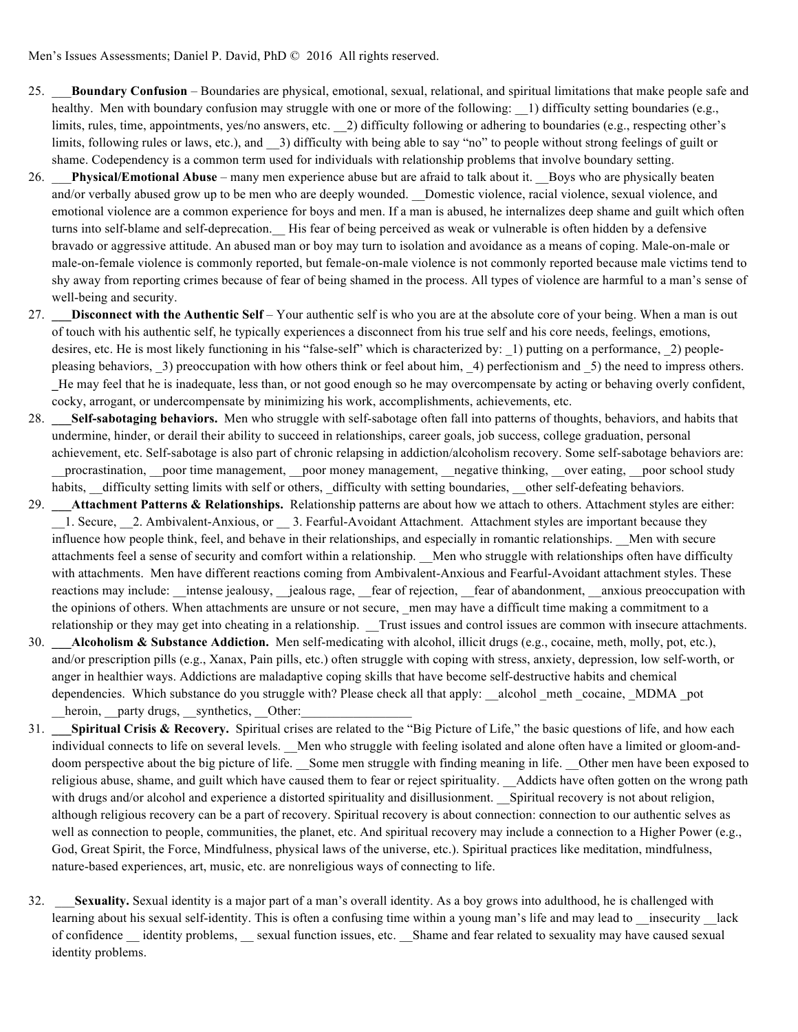25. ___**Boundary Confusion** – Boundaries are physical, emotional, sexual, relational, and spiritual limitations that make people safe and healthy. Men with boundary confusion may struggle with one or more of the following: __1) difficulty setting boundaries (e.g., limits, rules, time, appointments, yes/no answers, etc. __2) difficulty following or adhering to boundaries (e.g., respecting other's limits, following rules or laws, etc.), and __3) difficulty with being able to say "no" to people without strong feelings of guilt or shame. Codependency is a common term used for individuals with relationship problems that involve boundary setting.

26. ___**Physical/Emotional Abuse** – many men experience abuse but are afraid to talk about it. __Boys who are physically beaten and/or verbally abused grow up to be men who are deeply wounded. __Domestic violence, racial violence, sexual violence, and emotional violence are a common experience for boys and men. If a man is abused, he internalizes deep shame and guilt which often turns into self-blame and self-deprecation.__ His fear of being perceived as weak or vulnerable is often hidden by a defensive bravado or aggressive attitude. An abused man or boy may turn to isolation and avoidance as a means of coping. Male-on-male or male-on-female violence is commonly reported, but female-on-male violence is not commonly reported because male victims tend to shy away from reporting crimes because of fear of being shamed in the process. All types of violence are harmful to a man's sense of well-being and security.

27. ___**Disconnect with the Authentic Self** – Your authentic self is who you are at the absolute core of your being. When a man is out of touch with his authentic self, he typically experiences a disconnect from his true self and his core needs, feelings, emotions, desires, etc. He is most likely functioning in his "false-self" which is characterized by: _1) putting on a performance, _2) people-pleasing behaviors, _3) preoccupation with how others think or feel about him, _4) perfectionism and _5) the need to impress others. _He may feel that he is inadequate, less than, or not good enough so he may overcompensate by acting or behaving overly confident, cocky, arrogant, or undercompensate by minimizing his work, accomplishments, achievements, etc.

28. ___**Self-sabotaging behaviors.** Men who struggle with self-sabotage often fall into patterns of thoughts, behaviors, and habits that undermine, hinder, or derail their ability to succeed in relationships, career goals, job success, college graduation, personal achievement, etc. Self-sabotage is also part of chronic relapsing in addiction/alcoholism recovery. Some self-sabotage behaviors are: __procrastination, __poor time management, __poor money management, __negative thinking, __over eating, __poor school study habits, __difficulty setting limits with self or others, _difficulty with setting boundaries, __other self-defeating behaviors.

29. ___**Attachment Patterns & Relationships.** Relationship patterns are about how we attach to others. Attachment styles are either: __1. Secure, __2. Ambivalent-Anxious, or __ 3. Fearful-Avoidant Attachment. Attachment styles are important because they influence how people think, feel, and behave in their relationships, and especially in romantic relationships. __Men with secure attachments feel a sense of security and comfort within a relationship. __Men who struggle with relationships often have difficulty with attachments. Men have different reactions coming from Ambivalent-Anxious and Fearful-Avoidant attachment styles. These reactions may include: __intense jealousy, __jealous rage, __fear of rejection, __fear of abandonment, __anxious preoccupation with the opinions of others. When attachments are unsure or not secure, _men may have a difficult time making a commitment to a relationship or they may get into cheating in a relationship. __Trust issues and control issues are common with insecure attachments.

30. ___**Alcoholism & Substance Addiction.** Men self-medicating with alcohol, illicit drugs (e.g., cocaine, meth, molly, pot, etc.), and/or prescription pills (e.g., Xanax, Pain pills, etc.) often struggle with coping with stress, anxiety, depression, low self-worth, or anger in healthier ways. Addictions are maladaptive coping skills that have become self-destructive habits and chemical dependencies. Which substance do you struggle with? Please check all that apply: __alcohol _meth _cocaine, _MDMA _pot __heroin, __party drugs, __synthetics, __Other:_________________

31. ___**Spiritual Crisis & Recovery.** Spiritual crises are related to the "Big Picture of Life," the basic questions of life, and how each individual connects to life on several levels. __Men who struggle with feeling isolated and alone often have a limited or gloom-and-doom perspective about the big picture of life. __Some men struggle with finding meaning in life. __Other men have been exposed to religious abuse, shame, and guilt which have caused them to fear or reject spirituality. __Addicts have often gotten on the wrong path with drugs and/or alcohol and experience a distorted spirituality and disillusionment. __Spiritual recovery is not about religion, although religious recovery can be a part of recovery. Spiritual recovery is about connection: connection to our authentic selves as well as connection to people, communities, the planet, etc. And spiritual recovery may include a connection to a Higher Power (e.g., God, Great Spirit, the Force, Mindfulness, physical laws of the universe, etc.). Spiritual practices like meditation, mindfulness, nature-based experiences, art, music, etc. are nonreligious ways of connecting to life.

32. ___**Sexuality.** Sexual identity is a major part of a man's overall identity. As a boy grows into adulthood, he is challenged with learning about his sexual self-identity. This is often a confusing time within a young man's life and may lead to __insecurity __lack of confidence __ identity problems, __ sexual function issues, etc. __Shame and fear related to sexuality may have caused sexual identity problems.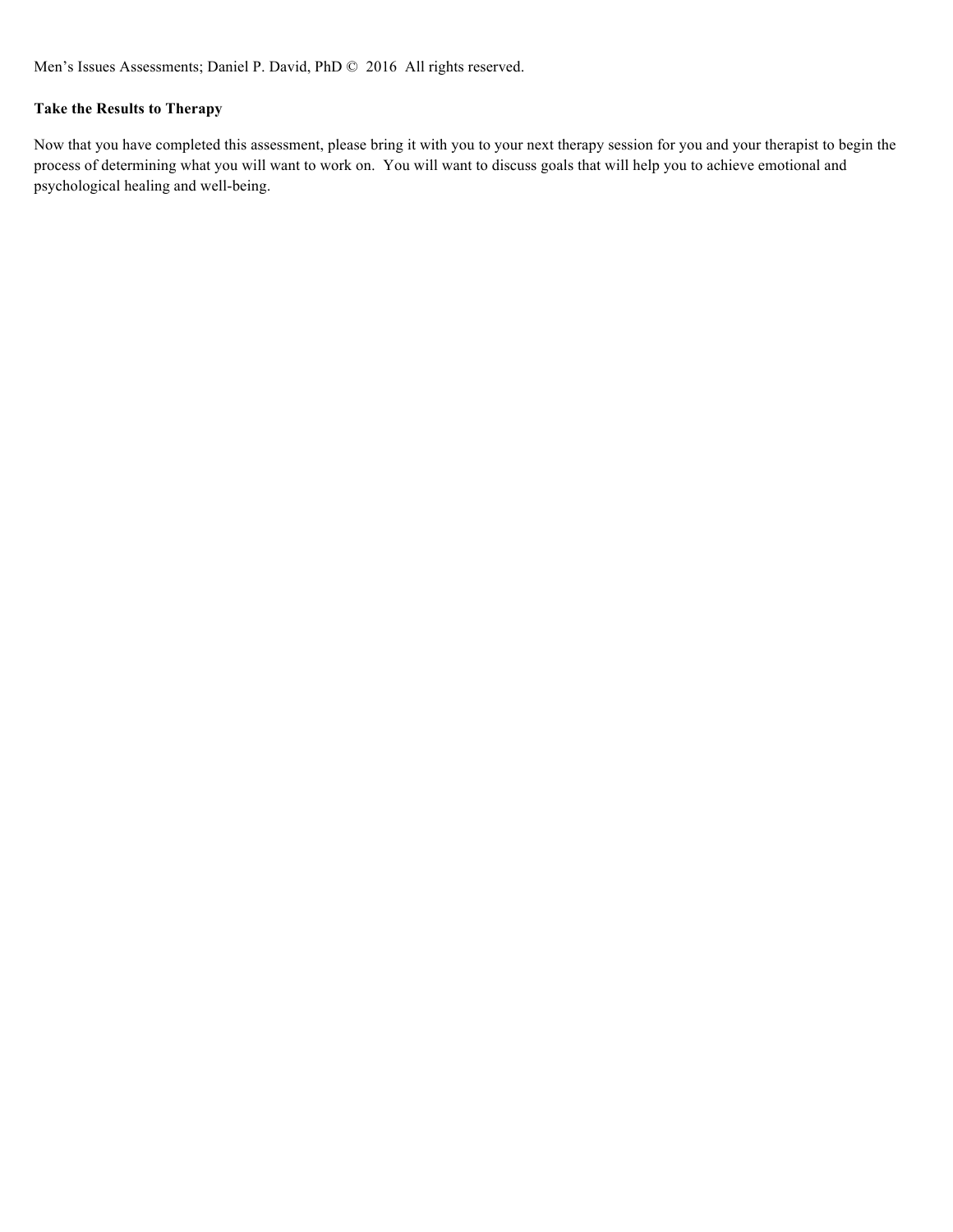**Take the Results to Therapy**

Now that you have completed this assessment, please bring it with you to your next therapy session for you and your therapist to begin the process of determining what you will want to work on. You will want to discuss goals that will help you to achieve emotional and psychological healing and well-being.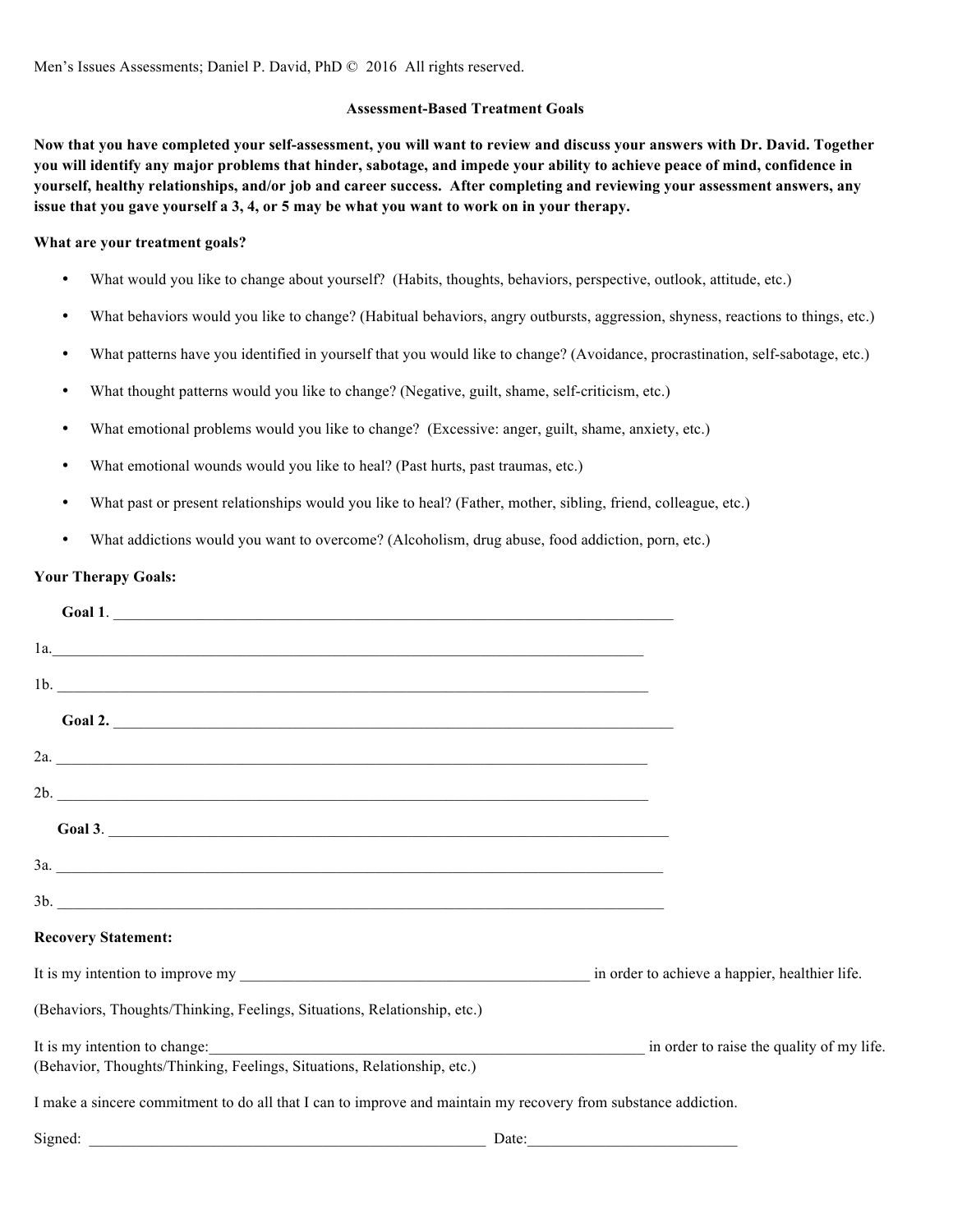Men's Issues Assessments; Daniel P. David, PhD © 2016 All rights reserved.

## Assessment-Based Treatment Goals

**Now that you have completed your self-assessment, you will want to review and discuss your answers with Dr. David. Together you will identify any major problems that hinder, sabotage, and impede your ability to achieve peace of mind, confidence in yourself, healthy relationships, and/or job and career success. After completing and reviewing your assessment answers, any issue that you gave yourself a 3, 4, or 5 may be what you want to work on in your therapy.**

**What are your treatment goals?**

- What would you like to change about yourself? (Habits, thoughts, behaviors, perspective, outlook, attitude, etc.)
- What behaviors would you like to change? (Habitual behaviors, angry outbursts, aggression, shyness, reactions to things, etc.)
- What patterns have you identified in yourself that you would like to change? (Avoidance, procrastination, self-sabotage, etc.)
- What thought patterns would you like to change? (Negative, guilt, shame, self-criticism, etc.)
- What emotional problems would you like to change? (Excessive: anger, guilt, shame, anxiety, etc.)
- What emotional wounds would you like to heal? (Past hurts, past traumas, etc.)
- What past or present relationships would you like to heal? (Father, mother, sibling, friend, colleague, etc.)
- What addictions would you want to overcome? (Alcoholism, drug abuse, food addiction, porn, etc.)

**Your Therapy Goals:**

**Goal 1**. ____________________________________________________________________________

1a.____________________________________________________________________________

1b. ____________________________________________________________________________

**Goal 2.** ____________________________________________________________________________

2a. ____________________________________________________________________________

2b. ____________________________________________________________________________

**Goal 3**. ____________________________________________________________________________

3a. ____________________________________________________________________________

3b. ____________________________________________________________________________

**Recovery Statement:**

It is my intention to improve my _____________________________________________ in order to achieve a happier, healthier life.

(Behaviors, Thoughts/Thinking, Feelings, Situations, Relationship, etc.)

It is my intention to change:_____________________________________________________ in order to raise the quality of my life.
(Behavior, Thoughts/Thinking, Feelings, Situations, Relationship, etc.)

I make a sincere commitment to do all that I can to improve and maintain my recovery from substance addiction.

Signed: ___________________________________________________ Date:___________________________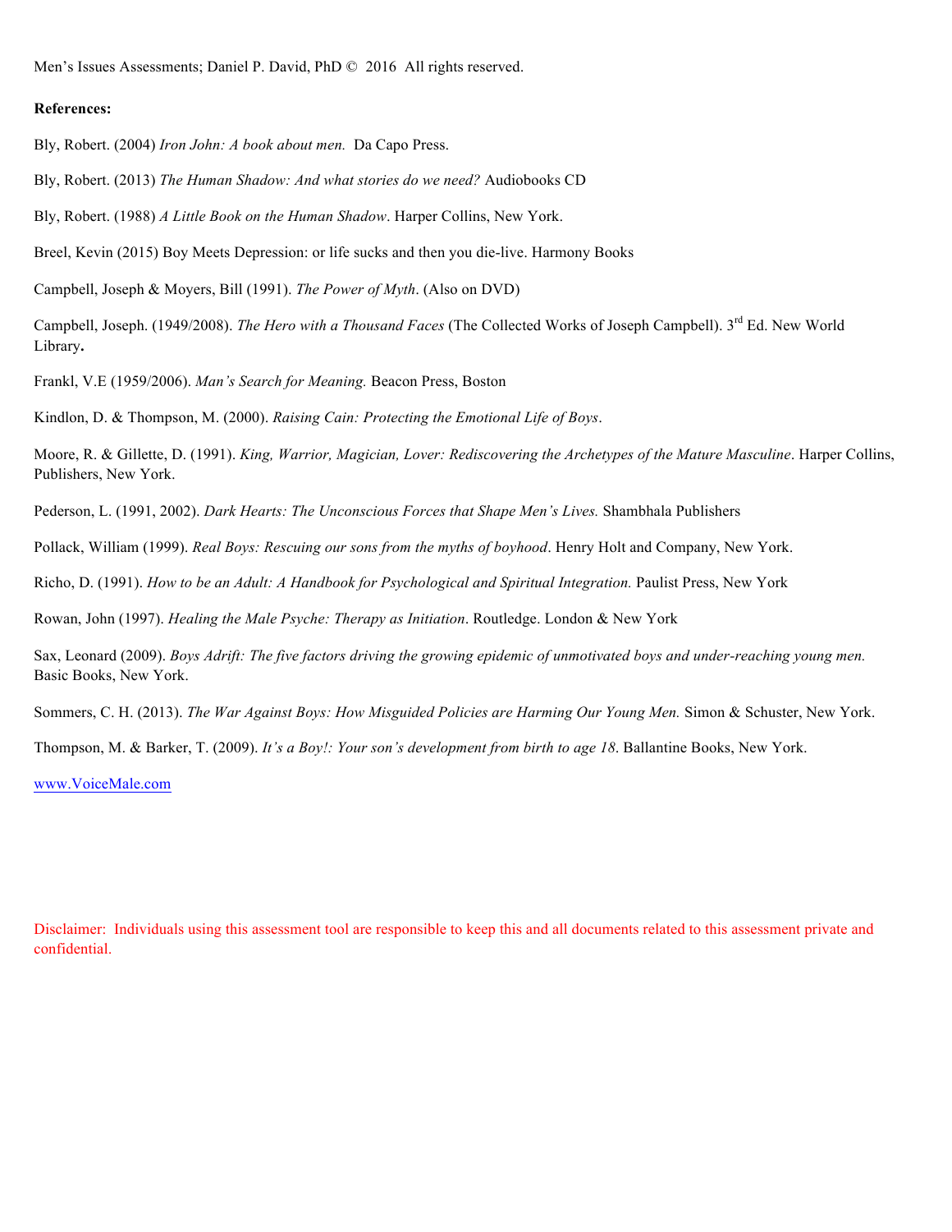Men's Issues Assessments; Daniel P. David, PhD © 2016 All rights reserved.

**References:**

Bly, Robert. (2004) *Iron John: A book about men.* Da Capo Press.

Bly, Robert. (2013) *The Human Shadow: And what stories do we need?* Audiobooks CD

Bly, Robert. (1988) *A Little Book on the Human Shadow*. Harper Collins, New York.

Breel, Kevin (2015) Boy Meets Depression: or life sucks and then you die-live. Harmony Books

Campbell, Joseph & Moyers, Bill (1991). *The Power of Myth*. (Also on DVD)

Campbell, Joseph. (1949/2008). *The Hero with a Thousand Faces* (The Collected Works of Joseph Campbell). 3rd Ed. New World Library**.**

Frankl, V.E (1959/2006). *Man's Search for Meaning.* Beacon Press, Boston

Kindlon, D. & Thompson, M. (2000). *Raising Cain: Protecting the Emotional Life of Boys*.

Moore, R. & Gillette, D. (1991). *King, Warrior, Magician, Lover: Rediscovering the Archetypes of the Mature Masculine*. Harper Collins, Publishers, New York.

Pederson, L. (1991, 2002). *Dark Hearts: The Unconscious Forces that Shape Men's Lives.* Shambhala Publishers

Pollack, William (1999). *Real Boys: Rescuing our sons from the myths of boyhood*. Henry Holt and Company, New York.

Richo, D. (1991). *How to be an Adult: A Handbook for Psychological and Spiritual Integration.* Paulist Press, New York

Rowan, John (1997). *Healing the Male Psyche: Therapy as Initiation*. Routledge. London & New York

Sax, Leonard (2009). *Boys Adrift: The five factors driving the growing epidemic of unmotivated boys and under-reaching young men.* Basic Books, New York.

Sommers, C. H. (2013). *The War Against Boys: How Misguided Policies are Harming Our Young Men.* Simon & Schuster, New York.

Thompson, M. & Barker, T. (2009). *It's a Boy!: Your son's development from birth to age 18*. Ballantine Books, New York.

[www.VoiceMale.com](http://www.VoiceMale.com)

Disclaimer: Individuals using this assessment tool are responsible to keep this and all documents related to this assessment private and confidential.